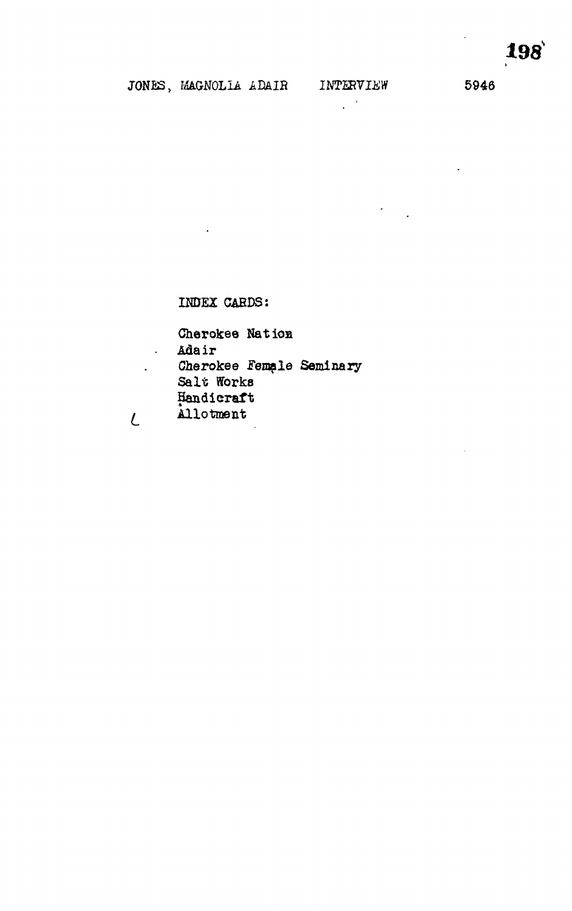JONES, MAGNOLIA ADAIR    INTERVIEW    5946

INDEX CARDS:

- Cherokee Nation
- Adair
- Cherokee Female Seminary
- Salt Works
- Handicraft
- Allotment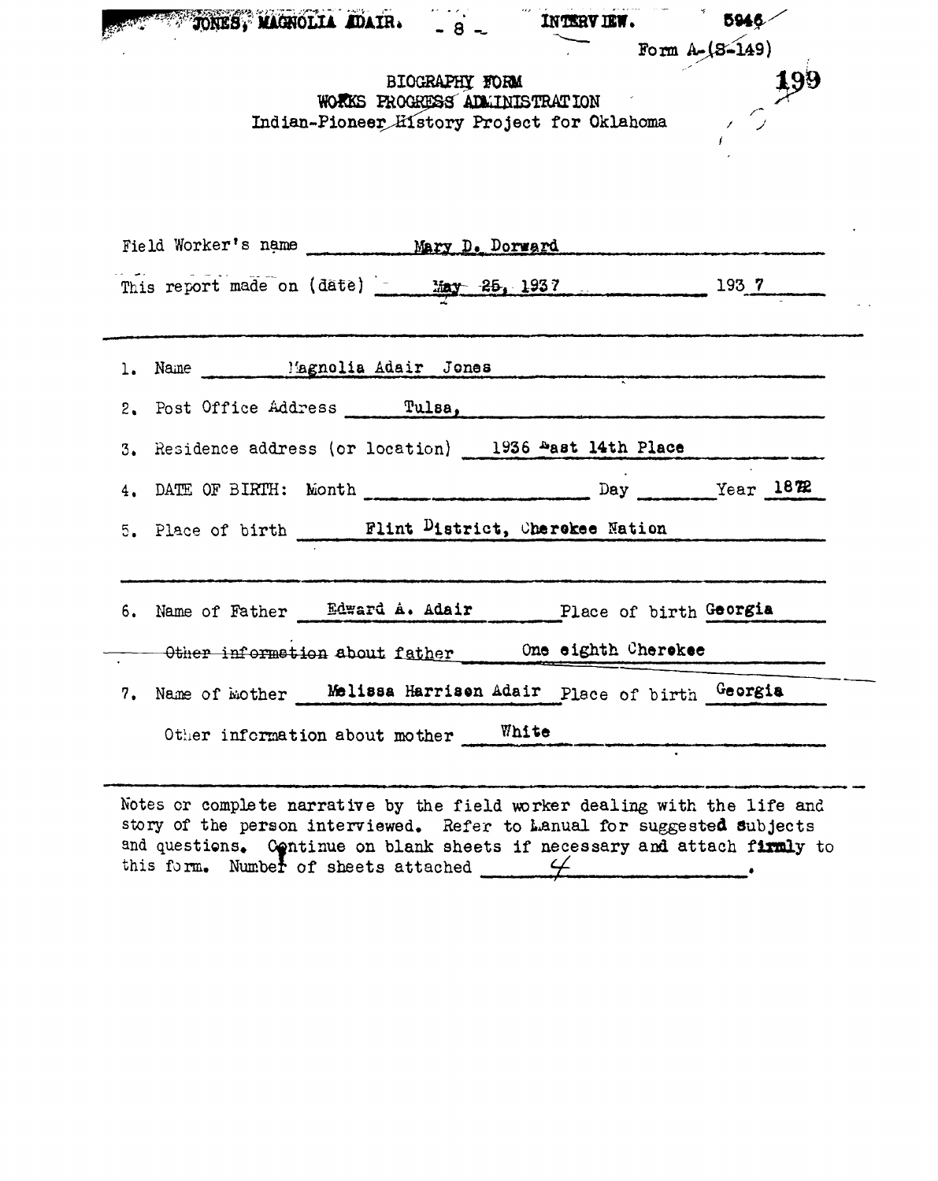JONES, MAGNOLIA ADAIR. - 8 - INTERVIEW. 5946

Form A-(S-149)

199

BIOGRAPHY FORM
WORKS PROGRESS ADMINISTRATION
Indian-Pioneer History Project for Oklahoma

Field Worker's name Mary D. Dorward

This report made on (date) May 25, 1937 193 7

1. Name Magnolia Adair Jones
2. Post Office Address Tulsa,
3. Residence address (or location) 1936 East 14th Place
4. DATE OF BIRTH: Month ______ Day ______ Year 1872
5. Place of birth Flint District, Cherokee Nation

6. Name of Father Edward A. Adair Place of birth Georgia

Other information about father One eighth Cherokee

7. Name of Mother Melissa Harrison Adair Place of birth Georgia

Other information about mother White

Notes or complete narrative by the field worker dealing with the life and story of the person interviewed. Refer to Manual for suggested subjects and questions. Continue on blank sheets if necessary and attach firmly to this form. Number of sheets attached 4.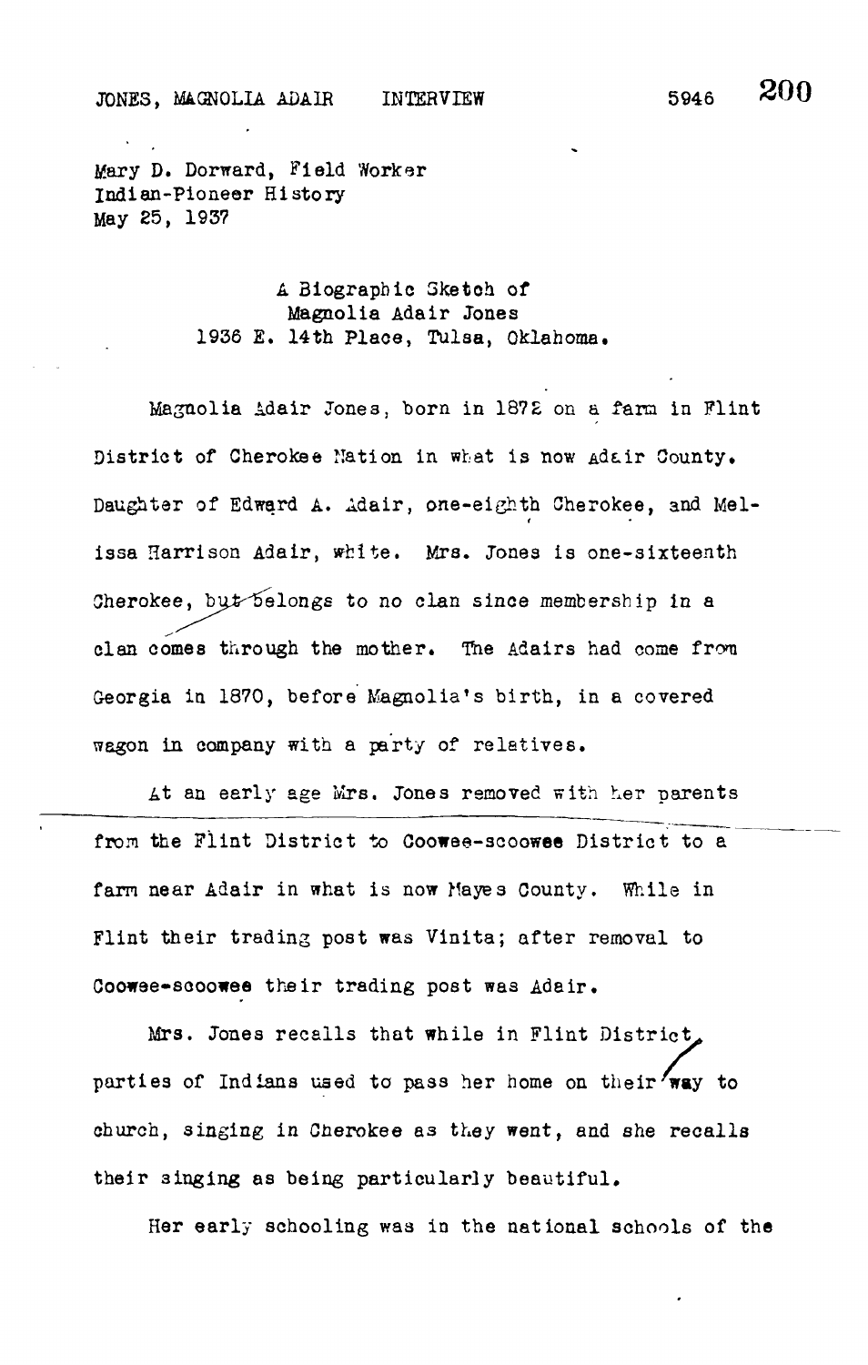JONES, MAGNOLIA ADAIR    INTERVIEW    5946

Mary D. Dorward, Field Worker
Indian-Pioneer History
May 25, 1937

A Biographic Sketch of
Magnolia Adair Jones
1936 E. 14th Place, Tulsa, Oklahoma.

Magnolia Adair Jones, born in 1872 on a farm in Flint District of Cherokee Nation in what is now Adair County. Daughter of Edward A. Adair, one-eighth Cherokee, and Melissa Harrison Adair, white. Mrs. Jones is one-sixteenth Cherokee, but belongs to no clan since membership in a clan comes through the mother. The Adairs had come from Georgia in 1870, before Magnolia's birth, in a covered wagon in company with a party of relatives.

At an early age Mrs. Jones removed with her parents from the Flint District to Coowee-scoowee District to a farm near Adair in what is now Mayes County. While in Flint their trading post was Vinita; after removal to Coowee-scoowee their trading post was Adair.

Mrs. Jones recalls that while in Flint District, parties of Indians used to pass her home on their way to church, singing in Cherokee as they went, and she recalls their singing as being particularly beautiful.

Her early schooling was in the national schools of the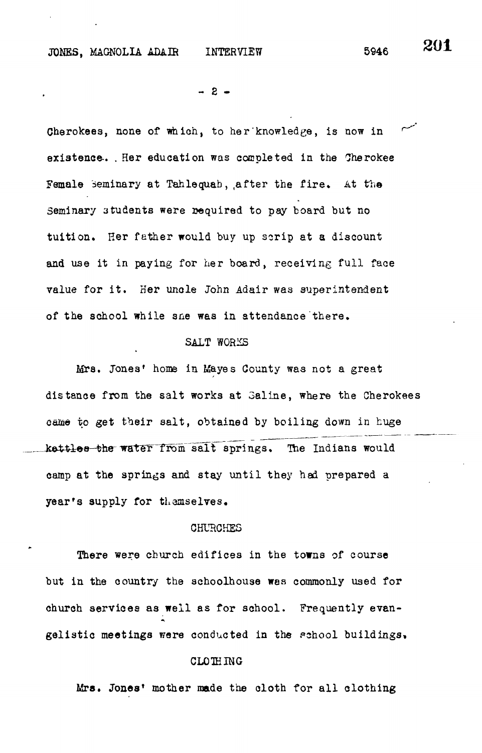Cherokees, none of which, to her knowledge, is now in existence. Her education was completed in the Cherokee Female Seminary at Tahlequah, after the fire. At the Seminary students were required to pay board but no tuition. Her father would buy up scrip at a discount and use it in paying for her board, receiving full face value for it. Her uncle John Adair was superintendent of the school while she was in attendance there.

## SALT WORKS

Mrs. Jones' home in Mayes County was not a great distance from the salt works at Saline, where the Cherokees came to get their salt, obtained by boiling down in huge kettles the water from salt springs. The Indians would camp at the springs and stay until they had prepared a year's supply for themselves.

## CHURCHES

There were church edifices in the towns of course but in the country the schoolhouse was commonly used for church services as well as for school. Frequently evangelistic meetings were conducted in the school buildings.

## CLOTHING

Mrs. Jones' mother made the cloth for all clothing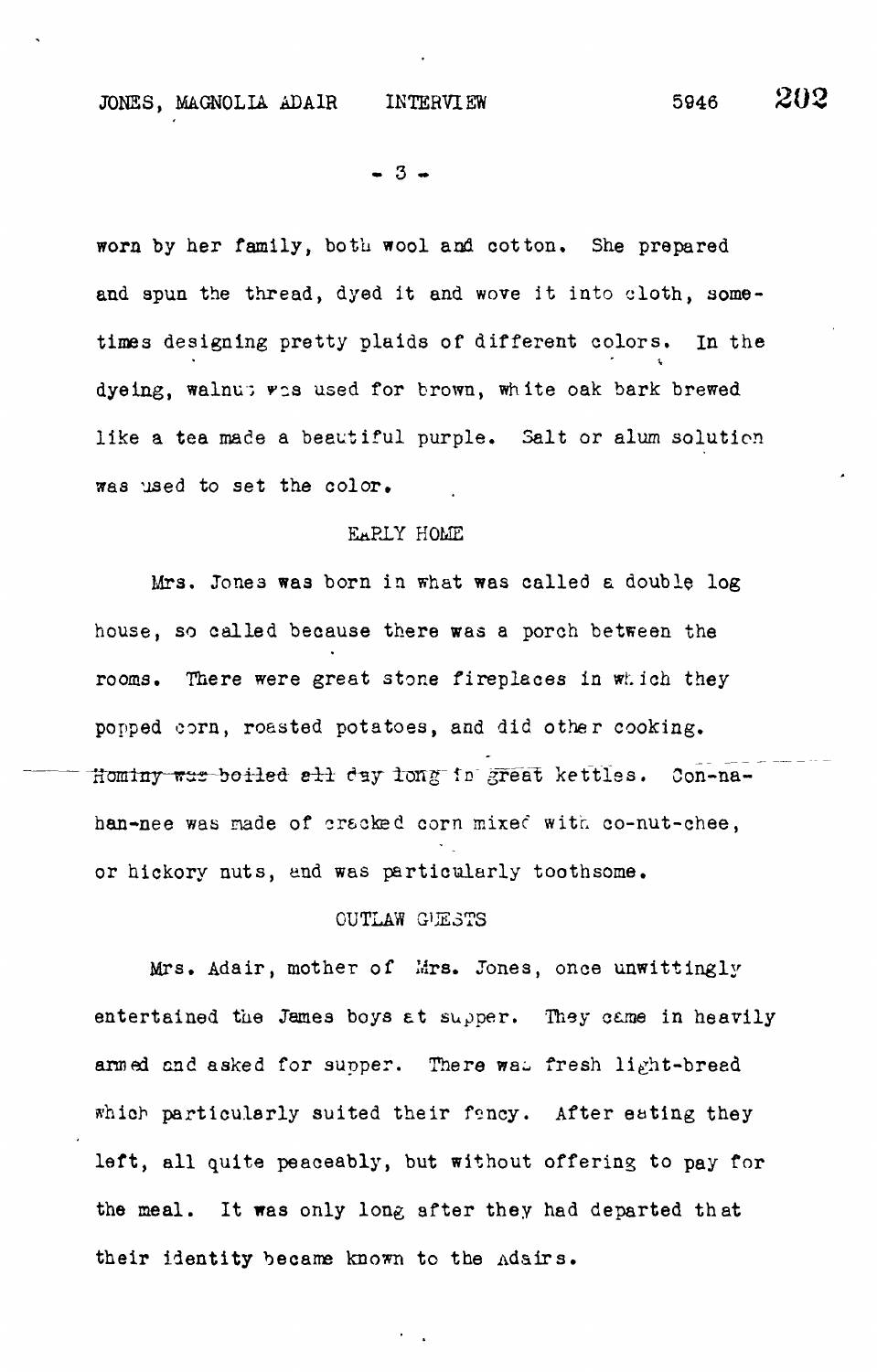worn by her family, both wool and cotton. She prepared and spun the thread, dyed it and wove it into cloth, sometimes designing pretty plaids of different colors. In the dyeing, walnut was used for brown, white oak bark brewed like a tea made a beautiful purple. Salt or alum solution was used to set the color.

## EARLY HOME

Mrs. Jones was born in what was called a double log house, so called because there was a porch between the rooms. There were great stone fireplaces in which they popped corn, roasted potatoes, and did other cooking. Hominy was boiled all day long in great kettles. Con-na-han-nee was made of cracked corn mixed with co-nut-chee, or hickory nuts, and was particularly toothsome.

## OUTLAW GUESTS

Mrs. Adair, mother of Mrs. Jones, once unwittingly entertained the James boys at supper. They came in heavily armed and asked for supper. There was fresh light-bread which particularly suited their fancy. After eating they left, all quite peaceably, but without offering to pay for the meal. It was only long after they had departed that their identity became known to the Adairs.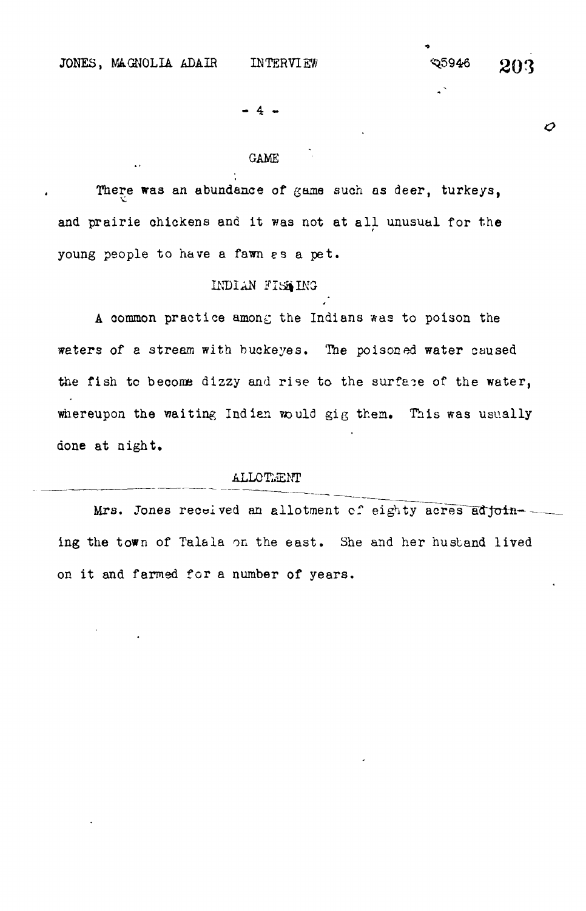## GAME

There was an abundance of game such as deer, turkeys, and prairie chickens and it was not at all unusual for the young people to have a fawn as a pet.

## INDIAN FISHING

A common practice among the Indians was to poison the waters of a stream with buckeyes. The poisoned water caused the fish to become dizzy and rise to the surface of the water, whereupon the waiting Indian would gig them. This was usually done at night.

## ALLOTMENT

Mrs. Jones received an allotment of eighty acres adjoining the town of Talala on the east. She and her husband lived on it and farmed for a number of years.